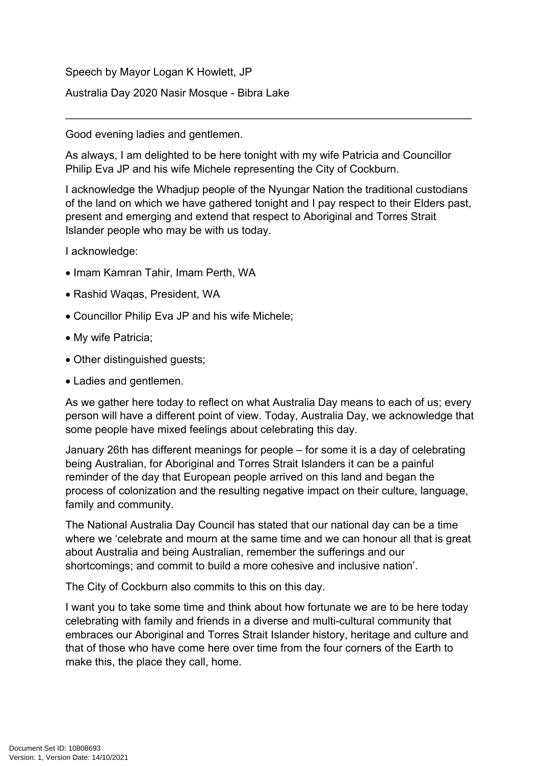Speech by Mayor Logan K Howlett, JP

Australia Day 2020 Nasir Mosque - Bibra Lake

---

Good evening ladies and gentlemen.

As always, I am delighted to be here tonight with my wife Patricia and Councillor Philip Eva JP and his wife Michele representing the City of Cockburn.

I acknowledge the Whadjup people of the Nyungar Nation the traditional custodians of the land on which we have gathered tonight and I pay respect to their Elders past, present and emerging and extend that respect to Aboriginal and Torres Strait Islander people who may be with us today.

I acknowledge:

- Imam Kamran Tahir, Imam Perth, WA
- Rashid Waqas, President, WA
- Councillor Philip Eva JP and his wife Michele;
- My wife Patricia;
- Other distinguished guests;
- Ladies and gentlemen.

As we gather here today to reflect on what Australia Day means to each of us; every person will have a different point of view. Today, Australia Day, we acknowledge that some people have mixed feelings about celebrating this day.

January 26th has different meanings for people – for some it is a day of celebrating being Australian, for Aboriginal and Torres Strait Islanders it can be a painful reminder of the day that European people arrived on this land and began the process of colonization and the resulting negative impact on their culture, language, family and community.

The National Australia Day Council has stated that our national day can be a time where we 'celebrate and mourn at the same time and we can honour all that is great about Australia and being Australian, remember the sufferings and our shortcomings; and commit to build a more cohesive and inclusive nation'.

The City of Cockburn also commits to this on this day.

I want you to take some time and think about how fortunate we are to be here today celebrating with family and friends in a diverse and multi-cultural community that embraces our Aboriginal and Torres Strait Islander history, heritage and culture and that of those who have come here over time from the four corners of the Earth to make this, the place they call, home.

Document Set ID: 10808693
Version: 1, Version Date: 14/10/2021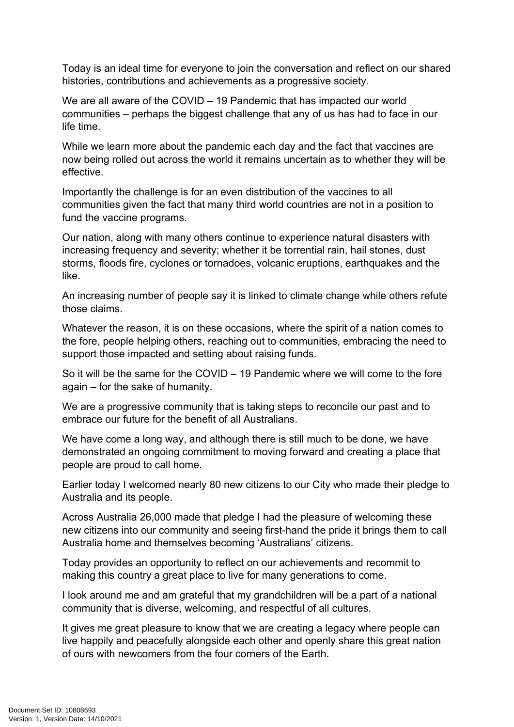Today is an ideal time for everyone to join the conversation and reflect on our shared histories, contributions and achievements as a progressive society.

We are all aware of the COVID – 19 Pandemic that has impacted our world communities – perhaps the biggest challenge that any of us has had to face in our life time.

While we learn more about the pandemic each day and the fact that vaccines are now being rolled out across the world it remains uncertain as to whether they will be effective.

Importantly the challenge is for an even distribution of the vaccines to all communities given the fact that many third world countries are not in a position to fund the vaccine programs.

Our nation, along with many others continue to experience natural disasters with increasing frequency and severity; whether it be torrential rain, hail stones, dust storms, floods fire, cyclones or tornadoes, volcanic eruptions, earthquakes and the like.

An increasing number of people say it is linked to climate change while others refute those claims.

Whatever the reason, it is on these occasions, where the spirit of a nation comes to the fore, people helping others, reaching out to communities, embracing the need to support those impacted and setting about raising funds.

So it will be the same for the COVID – 19 Pandemic where we will come to the fore again – for the sake of humanity.

We are a progressive community that is taking steps to reconcile our past and to embrace our future for the benefit of all Australians.

We have come a long way, and although there is still much to be done, we have demonstrated an ongoing commitment to moving forward and creating a place that people are proud to call home.

Earlier today I welcomed nearly 80 new citizens to our City who made their pledge to Australia and its people.

Across Australia 26,000 made that pledge I had the pleasure of welcoming these new citizens into our community and seeing first-hand the pride it brings them to call Australia home and themselves becoming 'Australians' citizens.

Today provides an opportunity to reflect on our achievements and recommit to making this country a great place to live for many generations to come.

I look around me and am grateful that my grandchildren will be a part of a national community that is diverse, welcoming, and respectful of all cultures.

It gives me great pleasure to know that we are creating a legacy where people can live happily and peacefully alongside each other and openly share this great nation of ours with newcomers from the four corners of the Earth.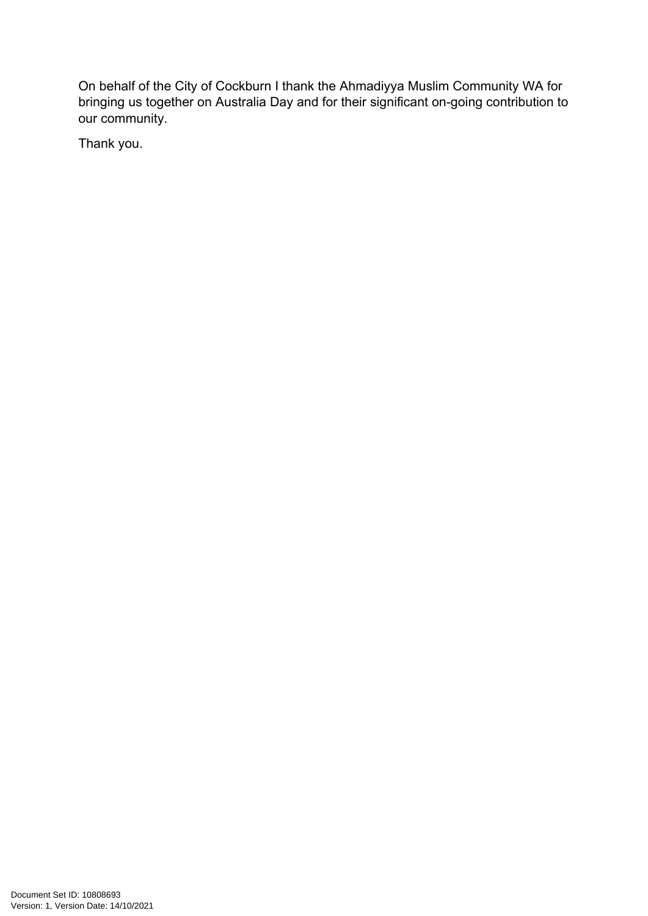On behalf of the City of Cockburn I thank the Ahmadiyya Muslim Community WA for bringing us together on Australia Day and for their significant on-going contribution to our community.

Thank you.